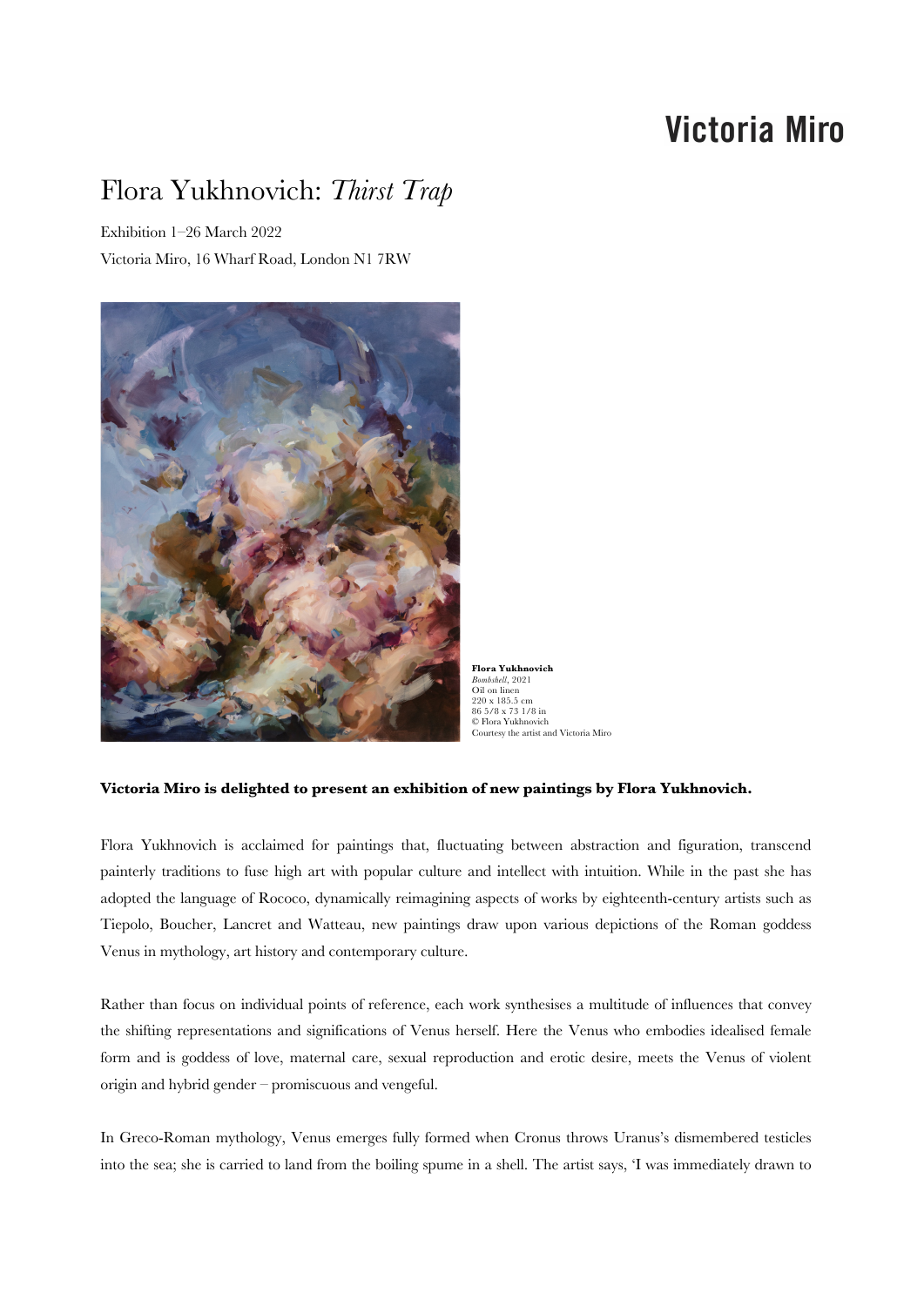Victoria Miro

# Flora Yukhnovich: *Thirst Trap*

Exhibition 1–26 March 2022

Victoria Miro, 16 Wharf Road, London N1 7RW

**Flora Yukhnovich**
*Bombshell*, 2021
Oil on linen
220 x 185.5 cm
86 5/8 x 73 1/8 in
© Flora Yukhnovich
Courtesy the artist and Victoria Miro

**Victoria Miro is delighted to present an exhibition of new paintings by Flora Yukhnovich.**

Flora Yukhnovich is acclaimed for paintings that, fluctuating between abstraction and figuration, transcend painterly traditions to fuse high art with popular culture and intellect with intuition. While in the past she has adopted the language of Rococo, dynamically reimagining aspects of works by eighteenth-century artists such as Tiepolo, Boucher, Lancret and Watteau, new paintings draw upon various depictions of the Roman goddess Venus in mythology, art history and contemporary culture.

Rather than focus on individual points of reference, each work synthesises a multitude of influences that convey the shifting representations and significations of Venus herself. Here the Venus who embodies idealised female form and is goddess of love, maternal care, sexual reproduction and erotic desire, meets the Venus of violent origin and hybrid gender – promiscuous and vengeful.

In Greco-Roman mythology, Venus emerges fully formed when Cronus throws Uranus's dismembered testicles into the sea; she is carried to land from the boiling spume in a shell. The artist says, 'I was immediately drawn to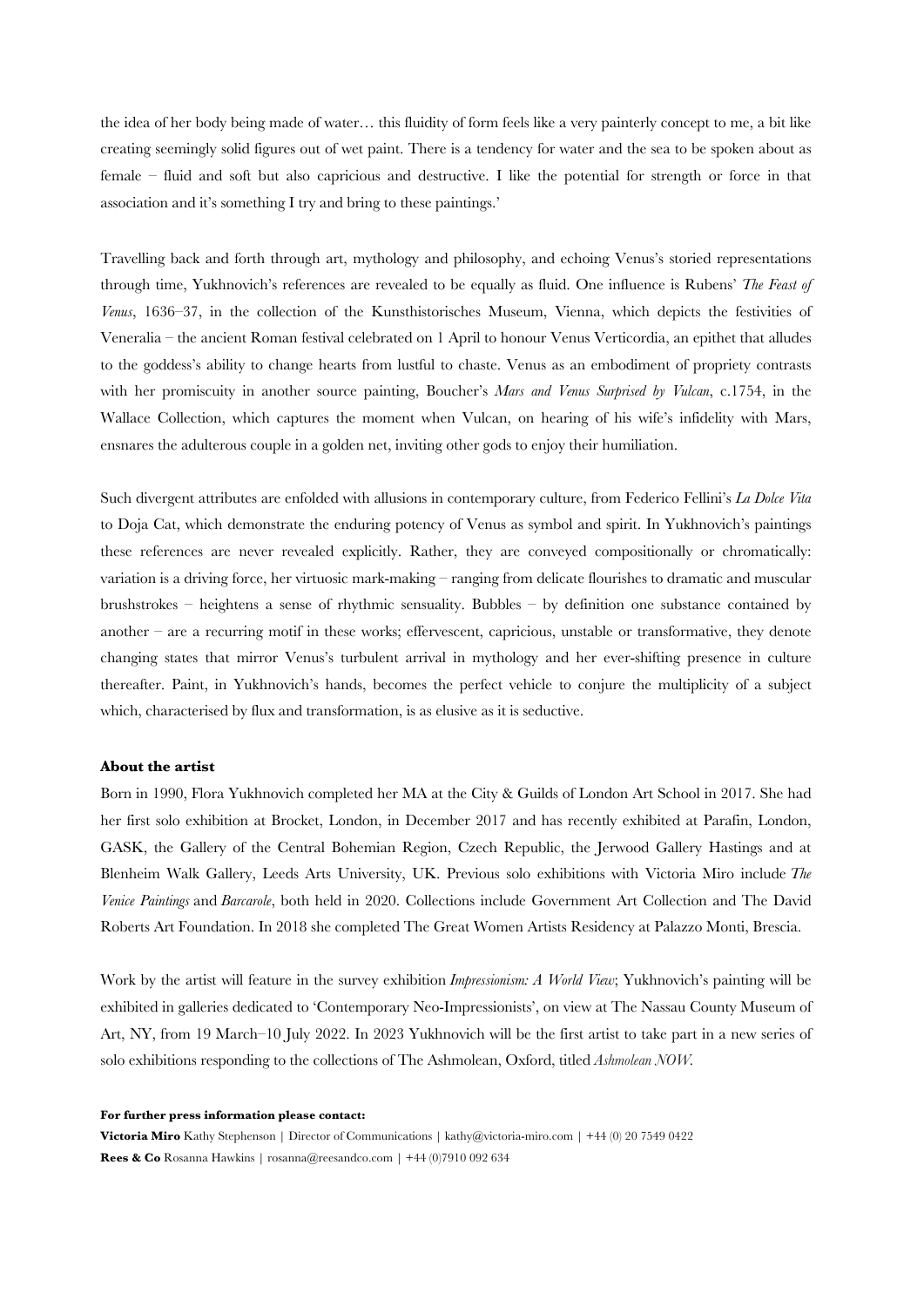the idea of her body being made of water… this fluidity of form feels like a very painterly concept to me, a bit like creating seemingly solid figures out of wet paint. There is a tendency for water and the sea to be spoken about as female – fluid and soft but also capricious and destructive. I like the potential for strength or force in that association and it's something I try and bring to these paintings.'

Travelling back and forth through art, mythology and philosophy, and echoing Venus's storied representations through time, Yukhnovich's references are revealed to be equally as fluid. One influence is Rubens' *The Feast of Venus*, 1636–37, in the collection of the Kunsthistorisches Museum, Vienna, which depicts the festivities of Veneralia – the ancient Roman festival celebrated on 1 April to honour Venus Verticordia, an epithet that alludes to the goddess's ability to change hearts from lustful to chaste. Venus as an embodiment of propriety contrasts with her promiscuity in another source painting, Boucher's *Mars and Venus Surprised by Vulcan*, c.1754, in the Wallace Collection, which captures the moment when Vulcan, on hearing of his wife's infidelity with Mars, ensnares the adulterous couple in a golden net, inviting other gods to enjoy their humiliation.

Such divergent attributes are enfolded with allusions in contemporary culture, from Federico Fellini's *La Dolce Vita* to Doja Cat, which demonstrate the enduring potency of Venus as symbol and spirit. In Yukhnovich's paintings these references are never revealed explicitly. Rather, they are conveyed compositionally or chromatically: variation is a driving force, her virtuosic mark-making – ranging from delicate flourishes to dramatic and muscular brushstrokes – heightens a sense of rhythmic sensuality. Bubbles – by definition one substance contained by another – are a recurring motif in these works; effervescent, capricious, unstable or transformative, they denote changing states that mirror Venus's turbulent arrival in mythology and her ever-shifting presence in culture thereafter. Paint, in Yukhnovich's hands, becomes the perfect vehicle to conjure the multiplicity of a subject which, characterised by flux and transformation, is as elusive as it is seductive.

**About the artist**

Born in 1990, Flora Yukhnovich completed her MA at the City & Guilds of London Art School in 2017. She had her first solo exhibition at Brocket, London, in December 2017 and has recently exhibited at Parafin, London, GASK, the Gallery of the Central Bohemian Region, Czech Republic, the Jerwood Gallery Hastings and at Blenheim Walk Gallery, Leeds Arts University, UK. Previous solo exhibitions with Victoria Miro include *The Venice Paintings* and *Barcarole*, both held in 2020. Collections include Government Art Collection and The David Roberts Art Foundation. In 2018 she completed The Great Women Artists Residency at Palazzo Monti, Brescia.

Work by the artist will feature in the survey exhibition *Impressionism: A World View*; Yukhnovich's painting will be exhibited in galleries dedicated to 'Contemporary Neo-Impressionists', on view at The Nassau County Museum of Art, NY, from 19 March–10 July 2022. In 2023 Yukhnovich will be the first artist to take part in a new series of solo exhibitions responding to the collections of The Ashmolean, Oxford, titled *Ashmolean NOW*.

**For further press information please contact:**

**Victoria Miro** Kathy Stephenson | Director of Communications | kathy@victoria-miro.com | +44 (0) 20 7549 0422

**Rees & Co** Rosanna Hawkins | rosanna@reesandco.com | +44 (0)7910 092 634